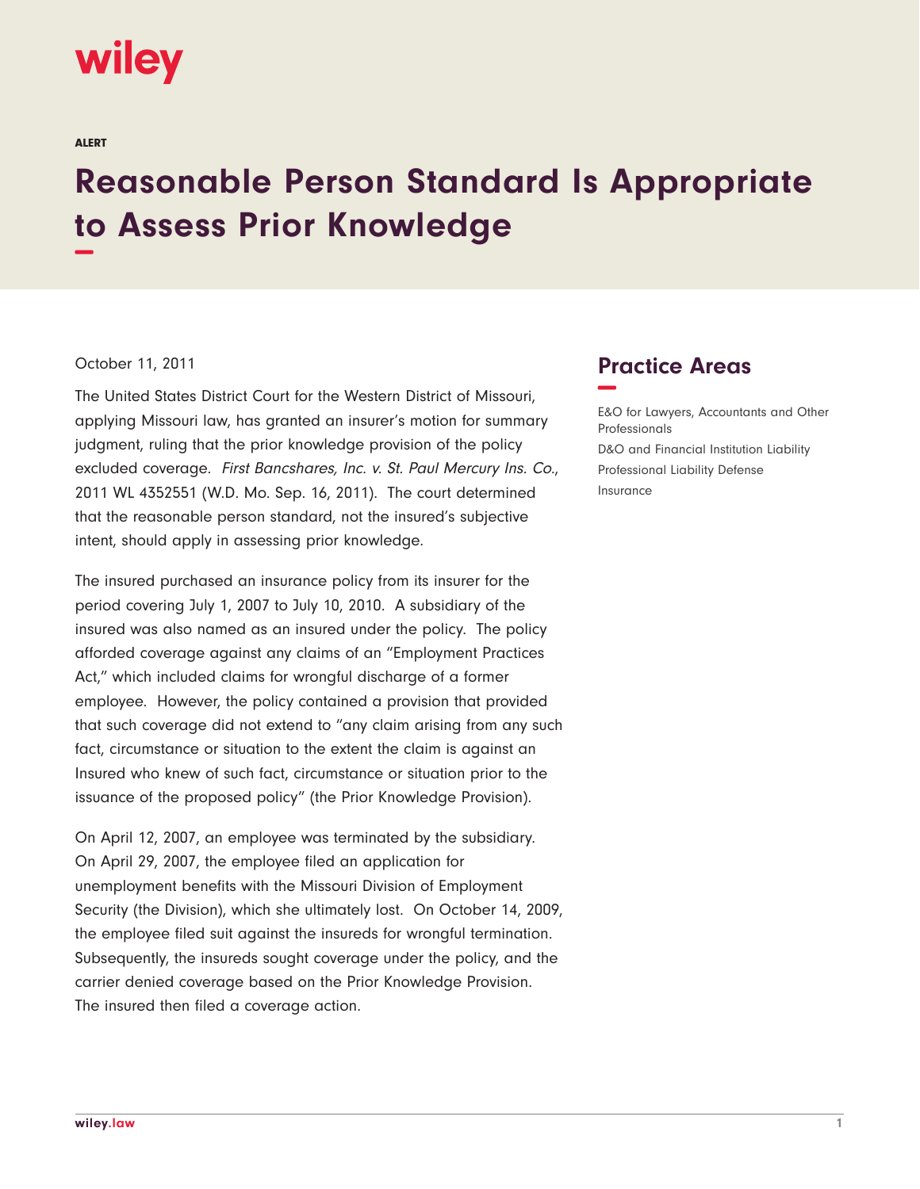ALERT

# Reasonable Person Standard Is Appropriate to Assess Prior Knowledge

October 11, 2011

The United States District Court for the Western District of Missouri, applying Missouri law, has granted an insurer's motion for summary judgment, ruling that the prior knowledge provision of the policy excluded coverage. *First Bancshares, Inc. v. St. Paul Mercury Ins. Co.*, 2011 WL 4352551 (W.D. Mo. Sep. 16, 2011). The court determined that the reasonable person standard, not the insured's subjective intent, should apply in assessing prior knowledge.

The insured purchased an insurance policy from its insurer for the period covering July 1, 2007 to July 10, 2010. A subsidiary of the insured was also named as an insured under the policy. The policy afforded coverage against any claims of an "Employment Practices Act," which included claims for wrongful discharge of a former employee. However, the policy contained a provision that provided that such coverage did not extend to "any claim arising from any such fact, circumstance or situation to the extent the claim is against an Insured who knew of such fact, circumstance or situation prior to the issuance of the proposed policy" (the Prior Knowledge Provision).

On April 12, 2007, an employee was terminated by the subsidiary. On April 29, 2007, the employee filed an application for unemployment benefits with the Missouri Division of Employment Security (the Division), which she ultimately lost. On October 14, 2009, the employee filed suit against the insureds for wrongful termination. Subsequently, the insureds sought coverage under the policy, and the carrier denied coverage based on the Prior Knowledge Provision. The insured then filed a coverage action.

## Practice Areas

- E&O for Lawyers, Accountants and Other Professionals
- D&O and Financial Institution Liability
- Professional Liability Defense
- Insurance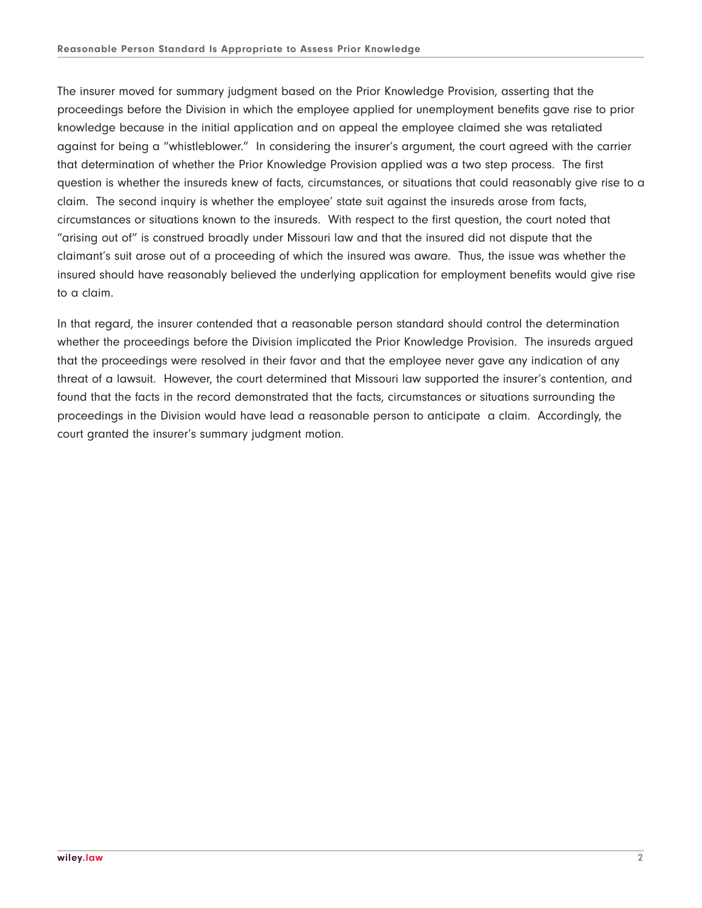The insurer moved for summary judgment based on the Prior Knowledge Provision, asserting that the proceedings before the Division in which the employee applied for unemployment benefits gave rise to prior knowledge because in the initial application and on appeal the employee claimed she was retaliated against for being a "whistleblower." In considering the insurer's argument, the court agreed with the carrier that determination of whether the Prior Knowledge Provision applied was a two step process. The first question is whether the insureds knew of facts, circumstances, or situations that could reasonably give rise to a claim. The second inquiry is whether the employee' state suit against the insureds arose from facts, circumstances or situations known to the insureds. With respect to the first question, the court noted that "arising out of" is construed broadly under Missouri law and that the insured did not dispute that the claimant's suit arose out of a proceeding of which the insured was aware. Thus, the issue was whether the insured should have reasonably believed the underlying application for employment benefits would give rise to a claim.

In that regard, the insurer contended that a reasonable person standard should control the determination whether the proceedings before the Division implicated the Prior Knowledge Provision. The insureds argued that the proceedings were resolved in their favor and that the employee never gave any indication of any threat of a lawsuit. However, the court determined that Missouri law supported the insurer's contention, and found that the facts in the record demonstrated that the facts, circumstances or situations surrounding the proceedings in the Division would have lead a reasonable person to anticipate a claim. Accordingly, the court granted the insurer's summary judgment motion.